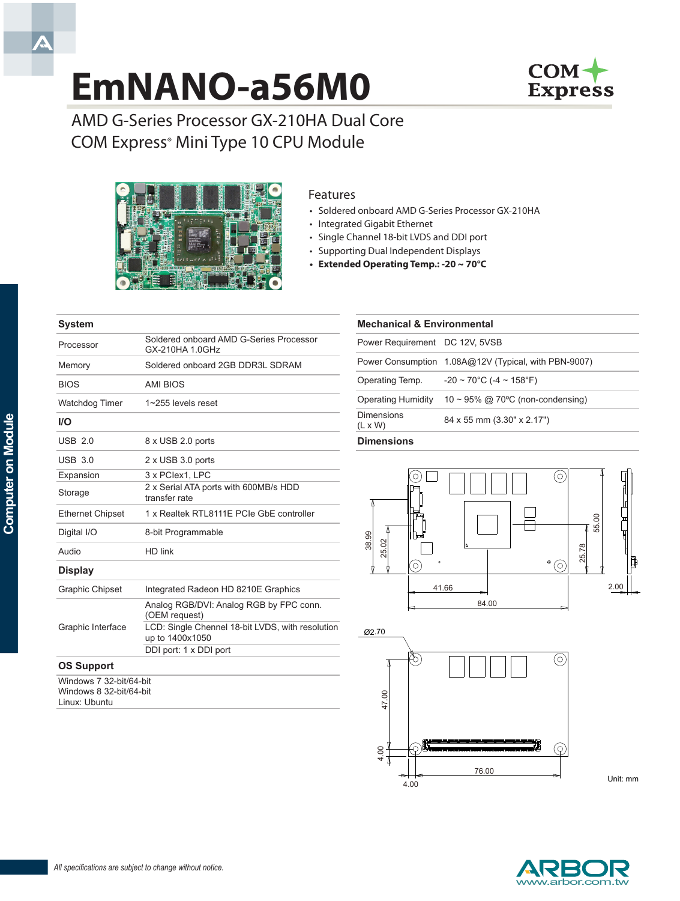# EmNANO-a56M0

## AMD G-Series Processor GX-210HA Dual Core COM Express® Mini Type 10 CPU Module

### Features

- Soldered onboard AMD G-Series Processor GX-210HA
- Integrated Gigabit Ethernet
- Single Channel 18-bit LVDS and DDI port
- Supporting Dual Independent Displays
- **Extended Operating Temp.: -20 ~ 70°C**

### System

| | |
|---|---|
| Processor | Soldered onboard AMD G-Series Processor GX-210HA 1.0GHz |
| Memory | Soldered onboard 2GB DDR3L SDRAM |
| BIOS | AMI BIOS |
| Watchdog Timer | 1~255 levels reset |

### I/O

| | |
|---|---|
| USB 2.0 | 8 x USB 2.0 ports |
| USB 3.0 | 2 x USB 3.0 ports |
| Expansion | 3 x PCIex1, LPC |
| Storage | 2 x Serial ATA ports with 600MB/s HDD transfer rate |
| Ethernet Chipset | 1 x Realtek RTL8111E PCIe GbE controller |
| Digital I/O | 8-bit Programmable |
| Audio | HD link |

### Display

| | |
|---|---|
| Graphic Chipset | Integrated Radeon HD 8210E Graphics |
| Graphic Interface | Analog RGB/DVI: Analog RGB by FPC conn. (OEM request) |
| | LCD: Single Chennel 18-bit LVDS, with resolution up to 1400x1050 |
| | DDI port: 1 x DDI port |

### OS Support

Windows 7 32-bit/64-bit
Windows 8 32-bit/64-bit
Linux: Ubuntu

### Mechanical & Environmental

| | |
|---|---|
| Power Requirement | DC 12V, 5VSB |
| Power Consumption | 1.08A@12V (Typical, with PBN-9007) |
| Operating Temp. | -20 ~ 70°C (-4 ~ 158°F) |
| Operating Humidity | 10 ~ 95% @ 70ºC (non-condensing) |
| Dimensions (L x W) | 84 x 55 mm (3.30" x 2.17") |

### Dimensions

Unit: mm

*All specifications are subject to change without notice.*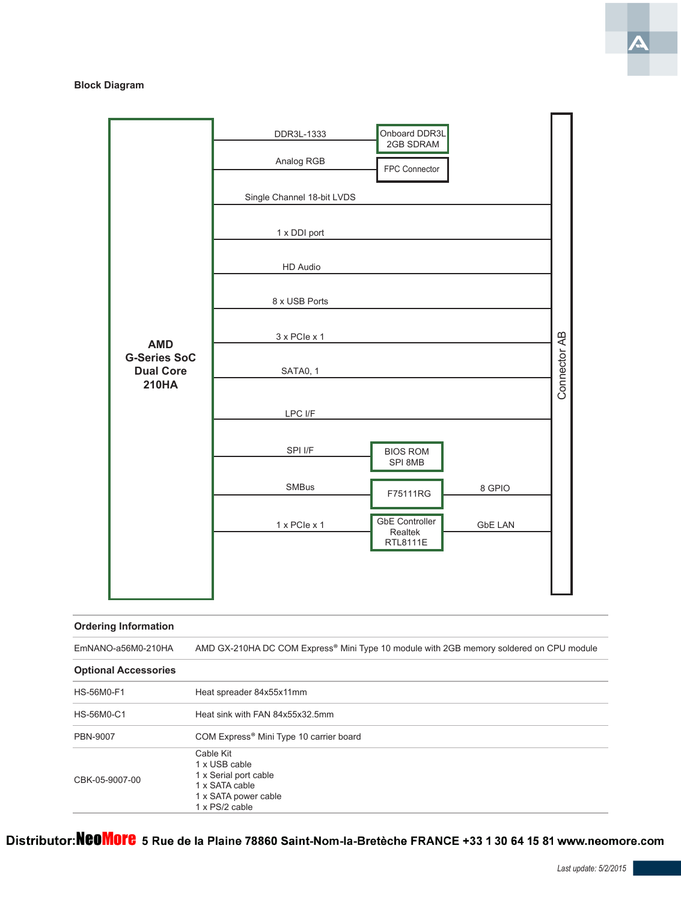## Block Diagram

AMD
G-Series SoC
Dual Core
210HA

DDR3L-1333
Onboard DDR3L 2GB SDRAM
Analog RGB
FPC Connector
Single Channel 18-bit LVDS
1 x DDI port
HD Audio
8 x USB Ports
3 x PCIe x 1
SATA0, 1
LPC I/F
SPI I/F
BIOS ROM SPI 8MB
SMBus
F75111RG
8 GPIO
1 x PCIe x 1
GbE Controller Realtek RTL8111E
GbE LAN
Connector AB

## Ordering Information

| | |
|---|---|
| EmNANO-a56M0-210HA | AMD GX-210HA DC COM Express® Mini Type 10 module with 2GB memory soldered on CPU module |

## Optional Accessories

| | |
|---|---|
| HS-56M0-F1 | Heat spreader 84x55x11mm |
| HS-56M0-C1 | Heat sink with FAN 84x55x32.5mm |
| PBN-9007 | COM Express® Mini Type 10 carrier board |
| CBK-05-9007-00 | Cable Kit<br>1 x USB cable<br>1 x Serial port cable<br>1 x SATA cable<br>1 x SATA power cable<br>1 x PS/2 cable |

**Distributor: NeoMore 5 Rue de la Plaine 78860 Saint-Nom-la-Bretèche FRANCE +33 1 30 64 15 81 www.neomore.com**

*Last update: 5/2/2015*